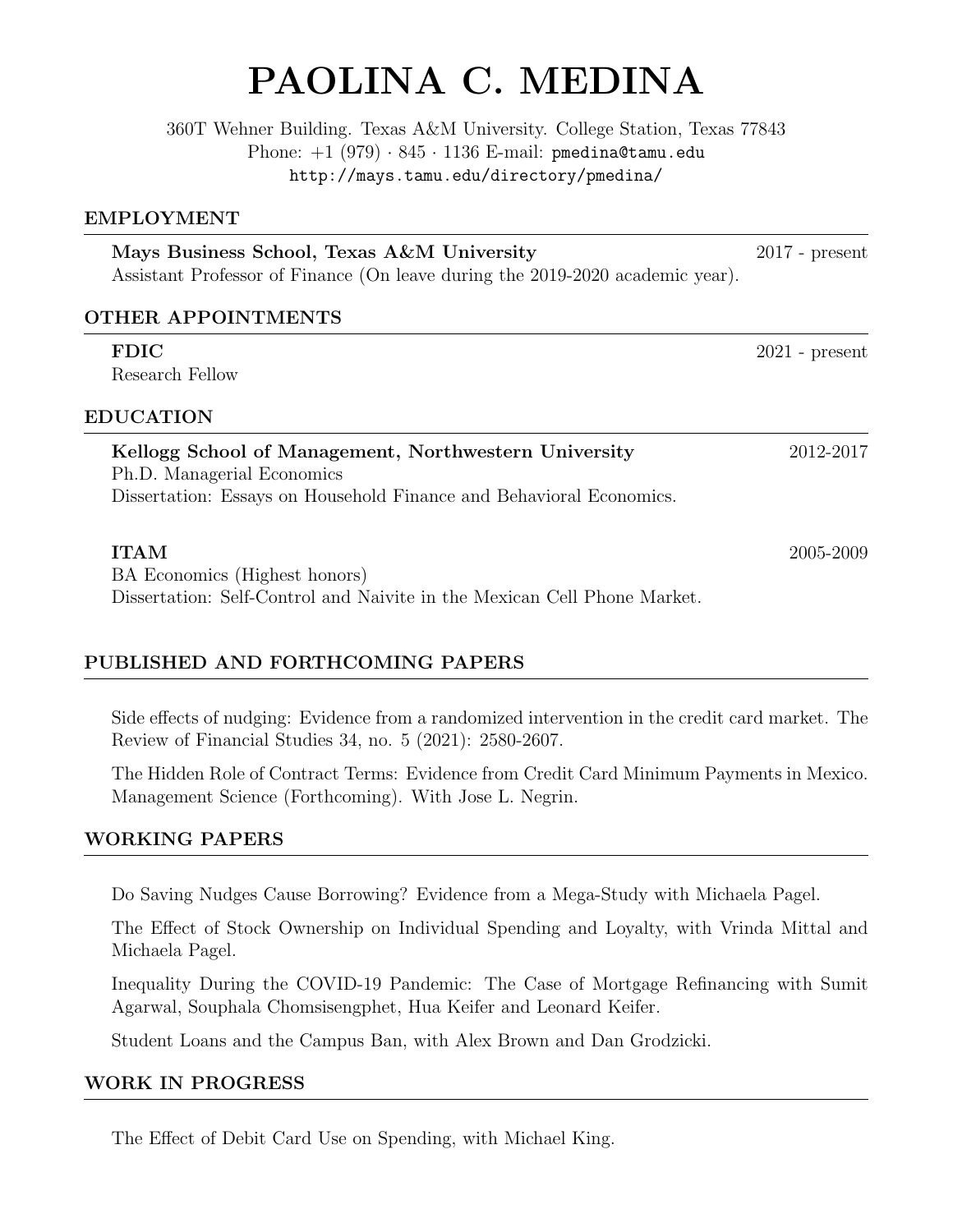# PAOLINA C. MEDINA

360T Wehner Building. Texas A&M University. College Station, Texas 77843
Phone: +1 (979) · 845 · 1136 E-mail: pmedina@tamu.edu
http://mays.tamu.edu/directory/pmedina/

## EMPLOYMENT

**Mays Business School, Texas A&M University** — 2017 - present
Assistant Professor of Finance (On leave during the 2019-2020 academic year).

## OTHER APPOINTMENTS

**FDIC** — 2021 - present
Research Fellow

## EDUCATION

**Kellogg School of Management, Northwestern University** — 2012-2017
Ph.D. Managerial Economics
Dissertation: Essays on Household Finance and Behavioral Economics.

**ITAM** — 2005-2009
BA Economics (Highest honors)
Dissertation: Self-Control and Naivite in the Mexican Cell Phone Market.

## PUBLISHED AND FORTHCOMING PAPERS

Side effects of nudging: Evidence from a randomized intervention in the credit card market. The Review of Financial Studies 34, no. 5 (2021): 2580-2607.

The Hidden Role of Contract Terms: Evidence from Credit Card Minimum Payments in Mexico. Management Science (Forthcoming). With Jose L. Negrin.

## WORKING PAPERS

Do Saving Nudges Cause Borrowing? Evidence from a Mega-Study with Michaela Pagel.

The Effect of Stock Ownership on Individual Spending and Loyalty, with Vrinda Mittal and Michaela Pagel.

Inequality During the COVID-19 Pandemic: The Case of Mortgage Refinancing with Sumit Agarwal, Souphala Chomsisengphet, Hua Keifer and Leonard Keifer.

Student Loans and the Campus Ban, with Alex Brown and Dan Grodzicki.

## WORK IN PROGRESS

The Effect of Debit Card Use on Spending, with Michael King.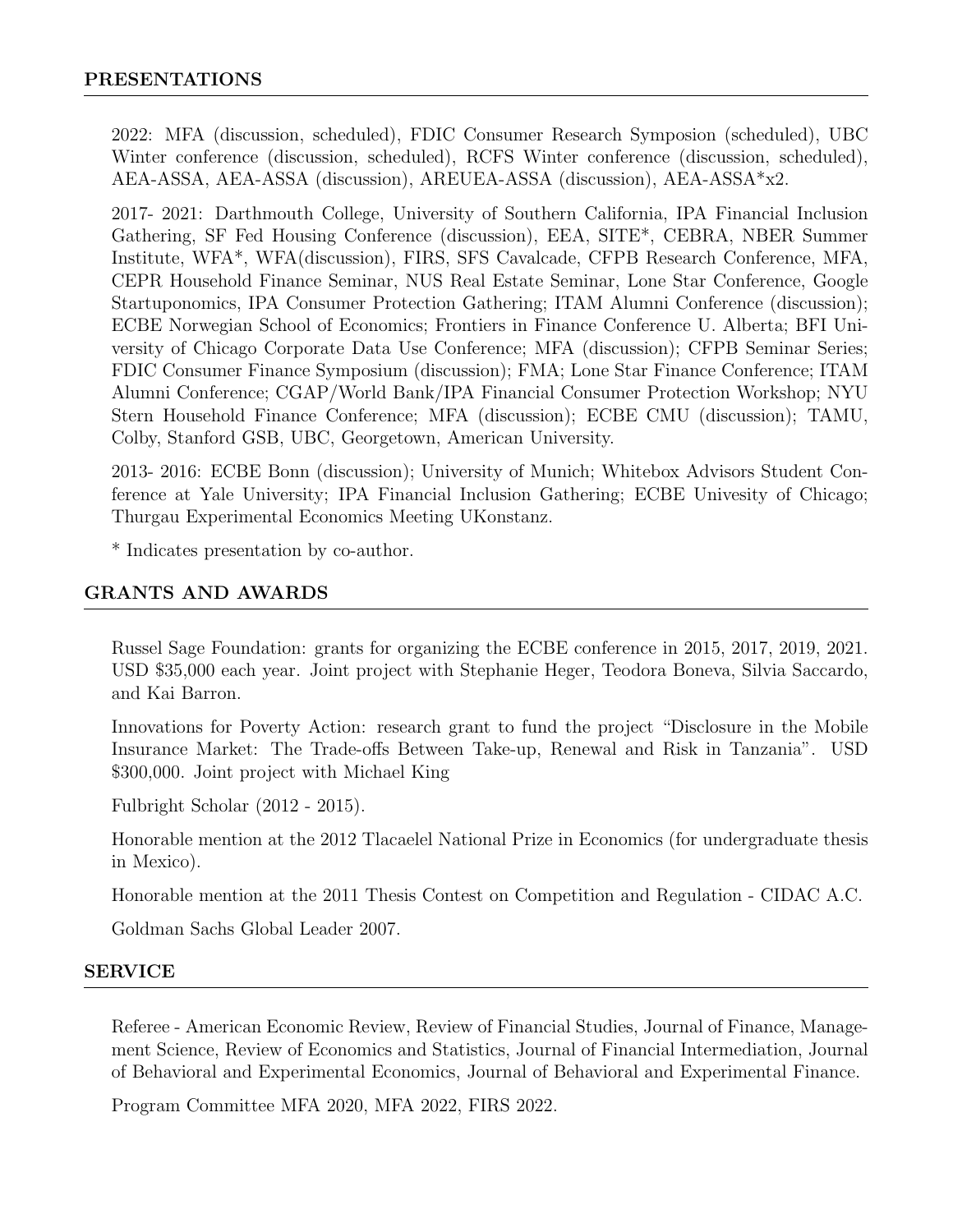## PRESENTATIONS

2022: MFA (discussion, scheduled), FDIC Consumer Research Symposion (scheduled), UBC Winter conference (discussion, scheduled), RCFS Winter conference (discussion, scheduled), AEA-ASSA, AEA-ASSA (discussion), AREUEA-ASSA (discussion), AEA-ASSA*x2.

2017- 2021: Darthmouth College, University of Southern California, IPA Financial Inclusion Gathering, SF Fed Housing Conference (discussion), EEA, SITE*, CEBRA, NBER Summer Institute, WFA*, WFA(discussion), FIRS, SFS Cavalcade, CFPB Research Conference, MFA, CEPR Household Finance Seminar, NUS Real Estate Seminar, Lone Star Conference, Google Startuponomics, IPA Consumer Protection Gathering; ITAM Alumni Conference (discussion); ECBE Norwegian School of Economics; Frontiers in Finance Conference U. Alberta; BFI University of Chicago Corporate Data Use Conference; MFA (discussion); CFPB Seminar Series; FDIC Consumer Finance Symposium (discussion); FMA; Lone Star Finance Conference; ITAM Alumni Conference; CGAP/World Bank/IPA Financial Consumer Protection Workshop; NYU Stern Household Finance Conference; MFA (discussion); ECBE CMU (discussion); TAMU, Colby, Stanford GSB, UBC, Georgetown, American University.

2013- 2016: ECBE Bonn (discussion); University of Munich; Whitebox Advisors Student Conference at Yale University; IPA Financial Inclusion Gathering; ECBE Univesity of Chicago; Thurgau Experimental Economics Meeting UKonstanz.

* Indicates presentation by co-author.

## GRANTS AND AWARDS

Russel Sage Foundation: grants for organizing the ECBE conference in 2015, 2017, 2019, 2021. USD $35,000 each year. Joint project with Stephanie Heger, Teodora Boneva, Silvia Saccardo, and Kai Barron.

Innovations for Poverty Action: research grant to fund the project "Disclosure in the Mobile Insurance Market: The Trade-offs Between Take-up, Renewal and Risk in Tanzania". USD $300,000. Joint project with Michael King

Fulbright Scholar (2012 - 2015).

Honorable mention at the 2012 Tlacaelel National Prize in Economics (for undergraduate thesis in Mexico).

Honorable mention at the 2011 Thesis Contest on Competition and Regulation - CIDAC A.C.

Goldman Sachs Global Leader 2007.

## SERVICE

Referee - American Economic Review, Review of Financial Studies, Journal of Finance, Management Science, Review of Economics and Statistics, Journal of Financial Intermediation, Journal of Behavioral and Experimental Economics, Journal of Behavioral and Experimental Finance.

Program Committee MFA 2020, MFA 2022, FIRS 2022.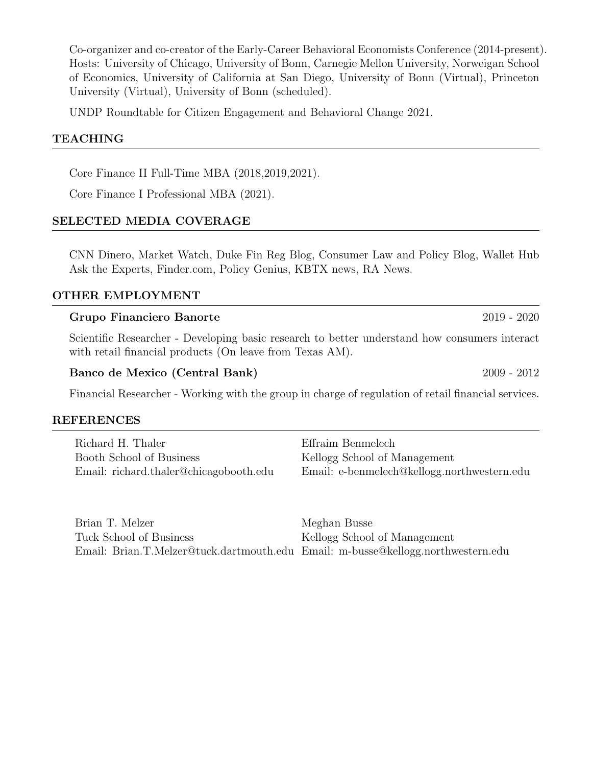Co-organizer and co-creator of the Early-Career Behavioral Economists Conference (2014-present). Hosts: University of Chicago, University of Bonn, Carnegie Mellon University, Norweigan School of Economics, University of California at San Diego, University of Bonn (Virtual), Princeton University (Virtual), University of Bonn (scheduled).

UNDP Roundtable for Citizen Engagement and Behavioral Change 2021.

## TEACHING

Core Finance II Full-Time MBA (2018,2019,2021).

Core Finance I Professional MBA (2021).

## SELECTED MEDIA COVERAGE

CNN Dinero, Market Watch, Duke Fin Reg Blog, Consumer Law and Policy Blog, Wallet Hub Ask the Experts, Finder.com, Policy Genius, KBTX news, RA News.

## OTHER EMPLOYMENT

**Grupo Financiero Banorte** 2019 - 2020

Scientific Researcher - Developing basic research to better understand how consumers interact with retail financial products (On leave from Texas AM).

**Banco de Mexico (Central Bank)** 2009 - 2012

Financial Researcher - Working with the group in charge of regulation of retail financial services.

## REFERENCES

Richard H. Thaler
Booth School of Business
Email: richard.thaler@chicagobooth.edu

Effraim Benmelech
Kellogg School of Management
Email: e-benmelech@kellogg.northwestern.edu

Brian T. Melzer
Tuck School of Business
Email: Brian.T.Melzer@tuck.dartmouth.edu

Meghan Busse
Kellogg School of Management
Email: m-busse@kellogg.northwestern.edu